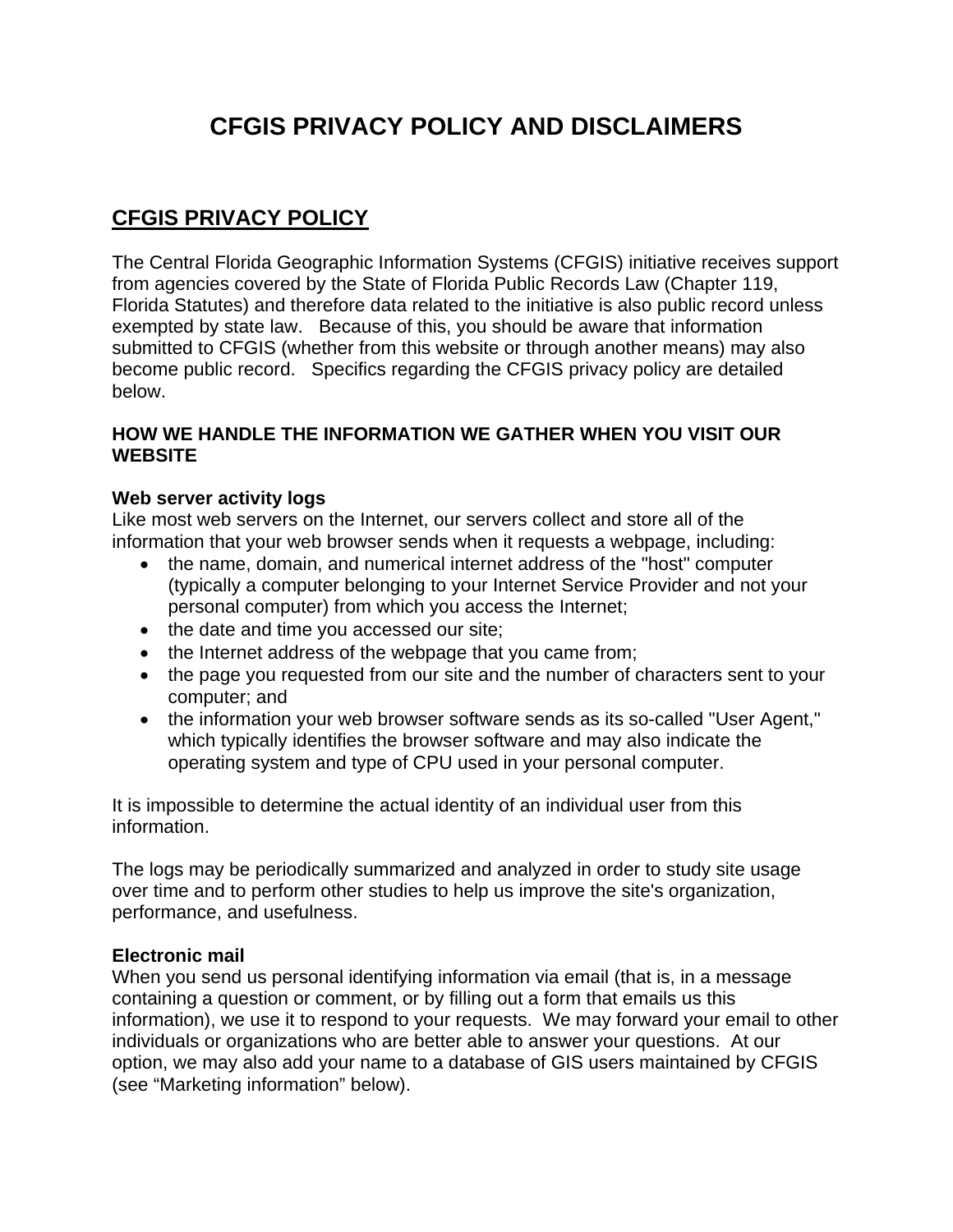# CFGIS PRIVACY POLICY AND DISCLAIMERS

## CFGIS PRIVACY POLICY

The Central Florida Geographic Information Systems (CFGIS) initiative receives support from agencies covered by the State of Florida Public Records Law (Chapter 119, Florida Statutes) and therefore data related to the initiative is also public record unless exempted by state law. Because of this, you should be aware that information submitted to CFGIS (whether from this website or through another means) may also become public record. Specifics regarding the CFGIS privacy policy are detailed below.

### HOW WE HANDLE THE INFORMATION WE GATHER WHEN YOU VISIT OUR WEBSITE

**Web server activity logs**
Like most web servers on the Internet, our servers collect and store all of the information that your web browser sends when it requests a webpage, including:

- the name, domain, and numerical internet address of the "host" computer (typically a computer belonging to your Internet Service Provider and not your personal computer) from which you access the Internet;
- the date and time you accessed our site;
- the Internet address of the webpage that you came from;
- the page you requested from our site and the number of characters sent to your computer; and
- the information your web browser software sends as its so-called "User Agent," which typically identifies the browser software and may also indicate the operating system and type of CPU used in your personal computer.

It is impossible to determine the actual identity of an individual user from this information.

The logs may be periodically summarized and analyzed in order to study site usage over time and to perform other studies to help us improve the site's organization, performance, and usefulness.

**Electronic mail**
When you send us personal identifying information via email (that is, in a message containing a question or comment, or by filling out a form that emails us this information), we use it to respond to your requests. We may forward your email to other individuals or organizations who are better able to answer your questions. At our option, we may also add your name to a database of GIS users maintained by CFGIS (see “Marketing information” below).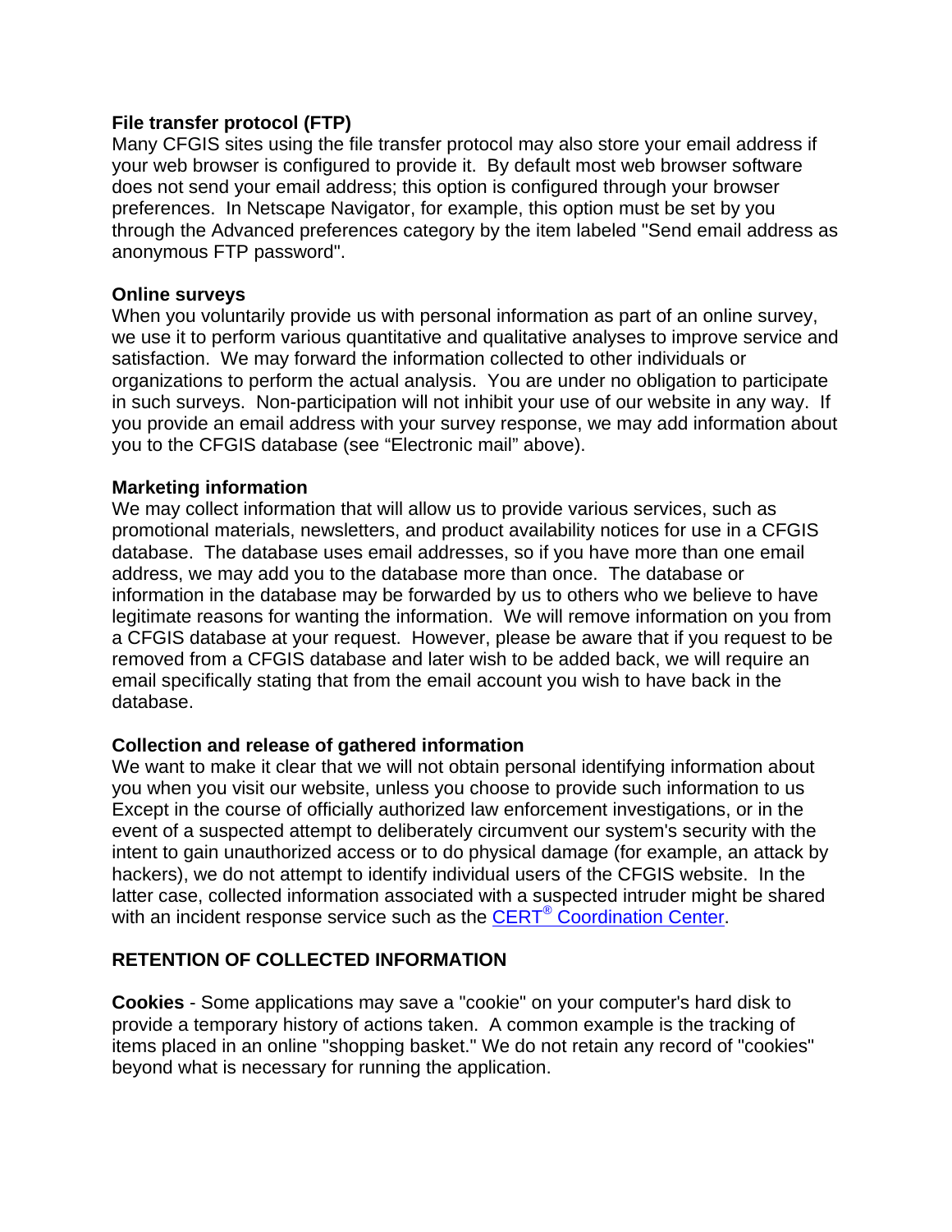**File transfer protocol (FTP)**
Many CFGIS sites using the file transfer protocol may also store your email address if your web browser is configured to provide it. By default most web browser software does not send your email address; this option is configured through your browser preferences. In Netscape Navigator, for example, this option must be set by you through the Advanced preferences category by the item labeled "Send email address as anonymous FTP password".

**Online surveys**
When you voluntarily provide us with personal information as part of an online survey, we use it to perform various quantitative and qualitative analyses to improve service and satisfaction. We may forward the information collected to other individuals or organizations to perform the actual analysis. You are under no obligation to participate in such surveys. Non-participation will not inhibit your use of our website in any way. If you provide an email address with your survey response, we may add information about you to the CFGIS database (see "Electronic mail" above).

**Marketing information**
We may collect information that will allow us to provide various services, such as promotional materials, newsletters, and product availability notices for use in a CFGIS database. The database uses email addresses, so if you have more than one email address, we may add you to the database more than once. The database or information in the database may be forwarded by us to others who we believe to have legitimate reasons for wanting the information. We will remove information on you from a CFGIS database at your request. However, please be aware that if you request to be removed from a CFGIS database and later wish to be added back, we will require an email specifically stating that from the email account you wish to have back in the database.

**Collection and release of gathered information**
We want to make it clear that we will not obtain personal identifying information about you when you visit our website, unless you choose to provide such information to us Except in the course of officially authorized law enforcement investigations, or in the event of a suspected attempt to deliberately circumvent our system's security with the intent to gain unauthorized access or to do physical damage (for example, an attack by hackers), we do not attempt to identify individual users of the CFGIS website. In the latter case, collected information associated with a suspected intruder might be shared with an incident response service such as the CERT® Coordination Center.

**RETENTION OF COLLECTED INFORMATION**

**Cookies** - Some applications may save a "cookie" on your computer's hard disk to provide a temporary history of actions taken. A common example is the tracking of items placed in an online "shopping basket." We do not retain any record of "cookies" beyond what is necessary for running the application.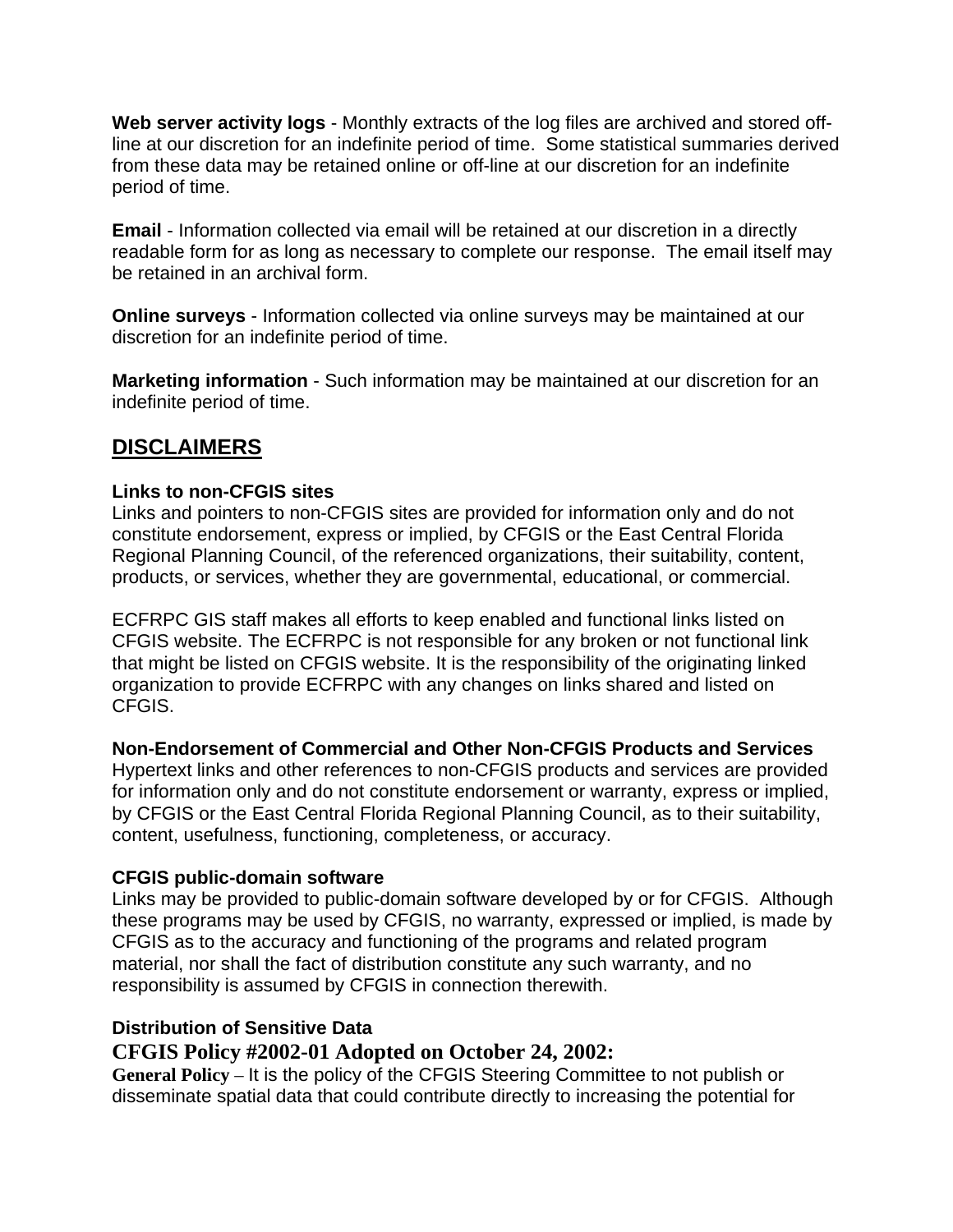**Web server activity logs** - Monthly extracts of the log files are archived and stored off-line at our discretion for an indefinite period of time. Some statistical summaries derived from these data may be retained online or off-line at our discretion for an indefinite period of time.

**Email** - Information collected via email will be retained at our discretion in a directly readable form for as long as necessary to complete our response. The email itself may be retained in an archival form.

**Online surveys** - Information collected via online surveys may be maintained at our discretion for an indefinite period of time.

**Marketing information** - Such information may be maintained at our discretion for an indefinite period of time.

## DISCLAIMERS

### Links to non-CFGIS sites

Links and pointers to non-CFGIS sites are provided for information only and do not constitute endorsement, express or implied, by CFGIS or the East Central Florida Regional Planning Council, of the referenced organizations, their suitability, content, products, or services, whether they are governmental, educational, or commercial.

ECFRPC GIS staff makes all efforts to keep enabled and functional links listed on CFGIS website. The ECFRPC is not responsible for any broken or not functional link that might be listed on CFGIS website. It is the responsibility of the originating linked organization to provide ECFRPC with any changes on links shared and listed on CFGIS.

### Non-Endorsement of Commercial and Other Non-CFGIS Products and Services

Hypertext links and other references to non-CFGIS products and services are provided for information only and do not constitute endorsement or warranty, express or implied, by CFGIS or the East Central Florida Regional Planning Council, as to their suitability, content, usefulness, functioning, completeness, or accuracy.

### CFGIS public-domain software

Links may be provided to public-domain software developed by or for CFGIS. Although these programs may be used by CFGIS, no warranty, expressed or implied, is made by CFGIS as to the accuracy and functioning of the programs and related program material, nor shall the fact of distribution constitute any such warranty, and no responsibility is assumed by CFGIS in connection therewith.

### Distribution of Sensitive Data

**CFGIS Policy #2002-01 Adopted on October 24, 2002:**

**General Policy** – It is the policy of the CFGIS Steering Committee to not publish or disseminate spatial data that could contribute directly to increasing the potential for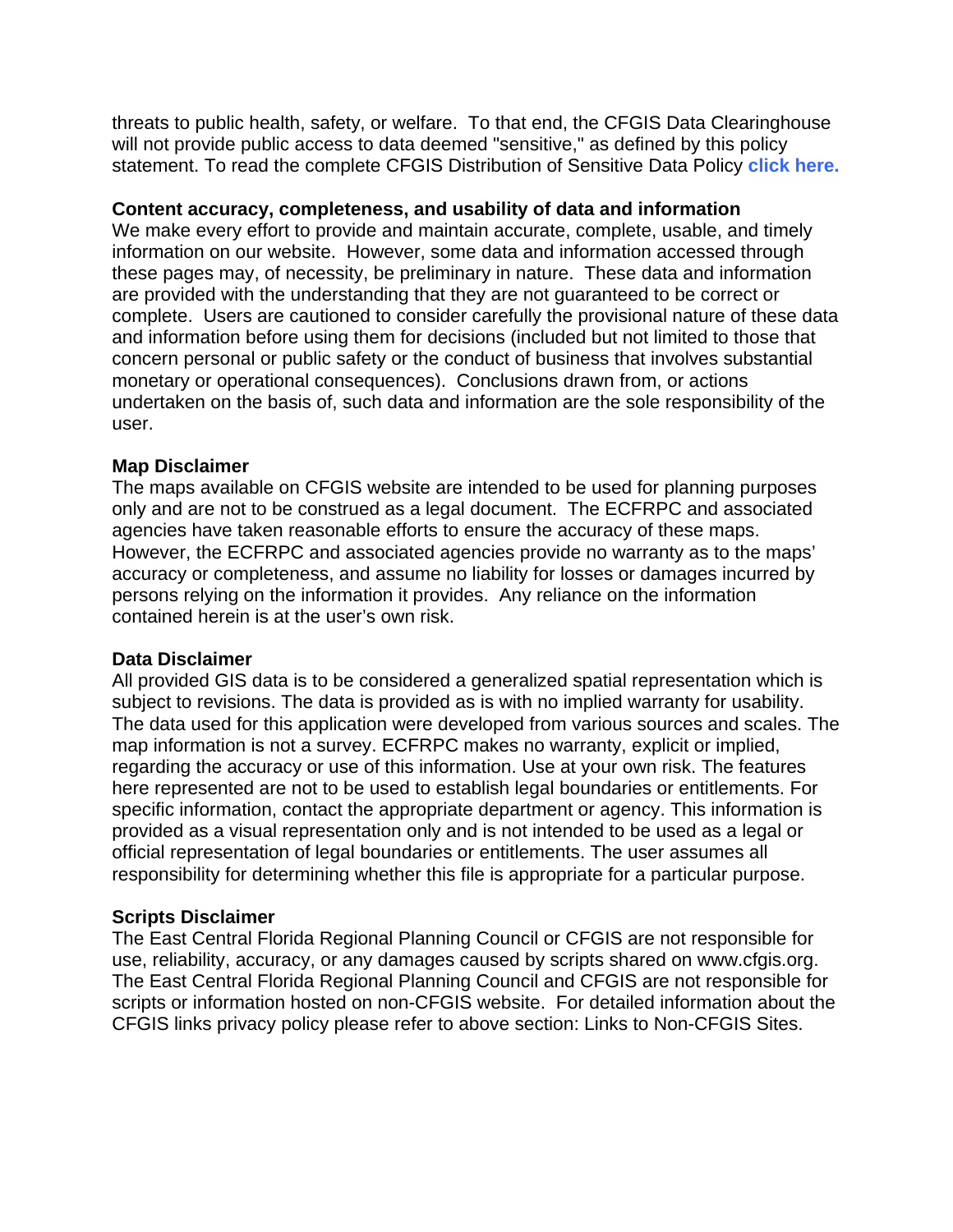threats to public health, safety, or welfare. To that end, the CFGIS Data Clearinghouse will not provide public access to data deemed "sensitive," as defined by this policy statement. To read the complete CFGIS Distribution of Sensitive Data Policy **click here.**

**Content accuracy, completeness, and usability of data and information**
We make every effort to provide and maintain accurate, complete, usable, and timely information on our website. However, some data and information accessed through these pages may, of necessity, be preliminary in nature. These data and information are provided with the understanding that they are not guaranteed to be correct or complete. Users are cautioned to consider carefully the provisional nature of these data and information before using them for decisions (included but not limited to those that concern personal or public safety or the conduct of business that involves substantial monetary or operational consequences). Conclusions drawn from, or actions undertaken on the basis of, such data and information are the sole responsibility of the user.

**Map Disclaimer**
The maps available on CFGIS website are intended to be used for planning purposes only and are not to be construed as a legal document. The ECFRPC and associated agencies have taken reasonable efforts to ensure the accuracy of these maps. However, the ECFRPC and associated agencies provide no warranty as to the maps' accuracy or completeness, and assume no liability for losses or damages incurred by persons relying on the information it provides. Any reliance on the information contained herein is at the user's own risk.

**Data Disclaimer**
All provided GIS data is to be considered a generalized spatial representation which is subject to revisions. The data is provided as is with no implied warranty for usability. The data used for this application were developed from various sources and scales. The map information is not a survey. ECFRPC makes no warranty, explicit or implied, regarding the accuracy or use of this information. Use at your own risk. The features here represented are not to be used to establish legal boundaries or entitlements. For specific information, contact the appropriate department or agency. This information is provided as a visual representation only and is not intended to be used as a legal or official representation of legal boundaries or entitlements. The user assumes all responsibility for determining whether this file is appropriate for a particular purpose.

**Scripts Disclaimer**
The East Central Florida Regional Planning Council or CFGIS are not responsible for use, reliability, accuracy, or any damages caused by scripts shared on www.cfgis.org. The East Central Florida Regional Planning Council and CFGIS are not responsible for scripts or information hosted on non-CFGIS website. For detailed information about the CFGIS links privacy policy please refer to above section: Links to Non-CFGIS Sites.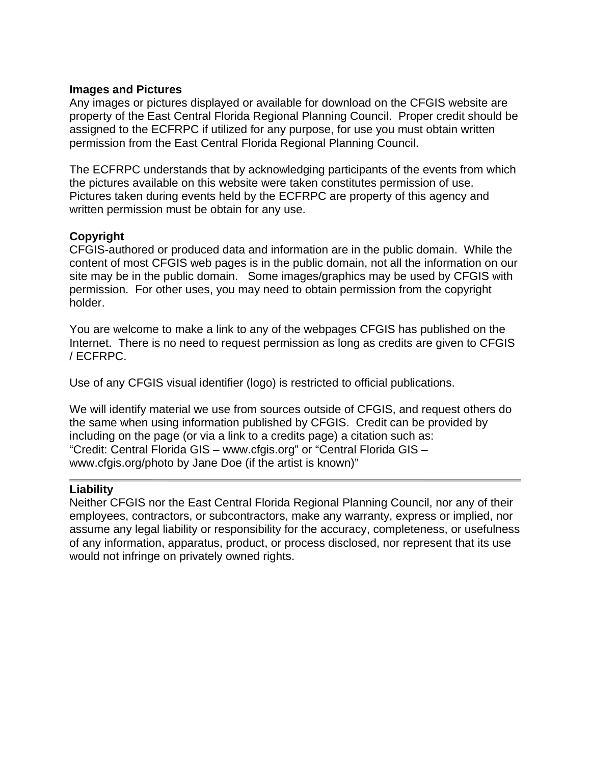**Images and Pictures**
Any images or pictures displayed or available for download on the CFGIS website are property of the East Central Florida Regional Planning Council. Proper credit should be assigned to the ECFRPC if utilized for any purpose, for use you must obtain written permission from the East Central Florida Regional Planning Council.

The ECFRPC understands that by acknowledging participants of the events from which the pictures available on this website were taken constitutes permission of use. Pictures taken during events held by the ECFRPC are property of this agency and written permission must be obtain for any use.

**Copyright**
CFGIS-authored or produced data and information are in the public domain. While the content of most CFGIS web pages is in the public domain, not all the information on our site may be in the public domain. Some images/graphics may be used by CFGIS with permission. For other uses, you may need to obtain permission from the copyright holder.

You are welcome to make a link to any of the webpages CFGIS has published on the Internet. There is no need to request permission as long as credits are given to CFGIS / ECFRPC.

Use of any CFGIS visual identifier (logo) is restricted to official publications.

We will identify material we use from sources outside of CFGIS, and request others do the same when using information published by CFGIS. Credit can be provided by including on the page (or via a link to a credits page) a citation such as: "Credit: Central Florida GIS – www.cfgis.org" or "Central Florida GIS – www.cfgis.org/photo by Jane Doe (if the artist is known)"

---

**Liability**
Neither CFGIS nor the East Central Florida Regional Planning Council, nor any of their employees, contractors, or subcontractors, make any warranty, express or implied, nor assume any legal liability or responsibility for the accuracy, completeness, or usefulness of any information, apparatus, product, or process disclosed, nor represent that its use would not infringe on privately owned rights.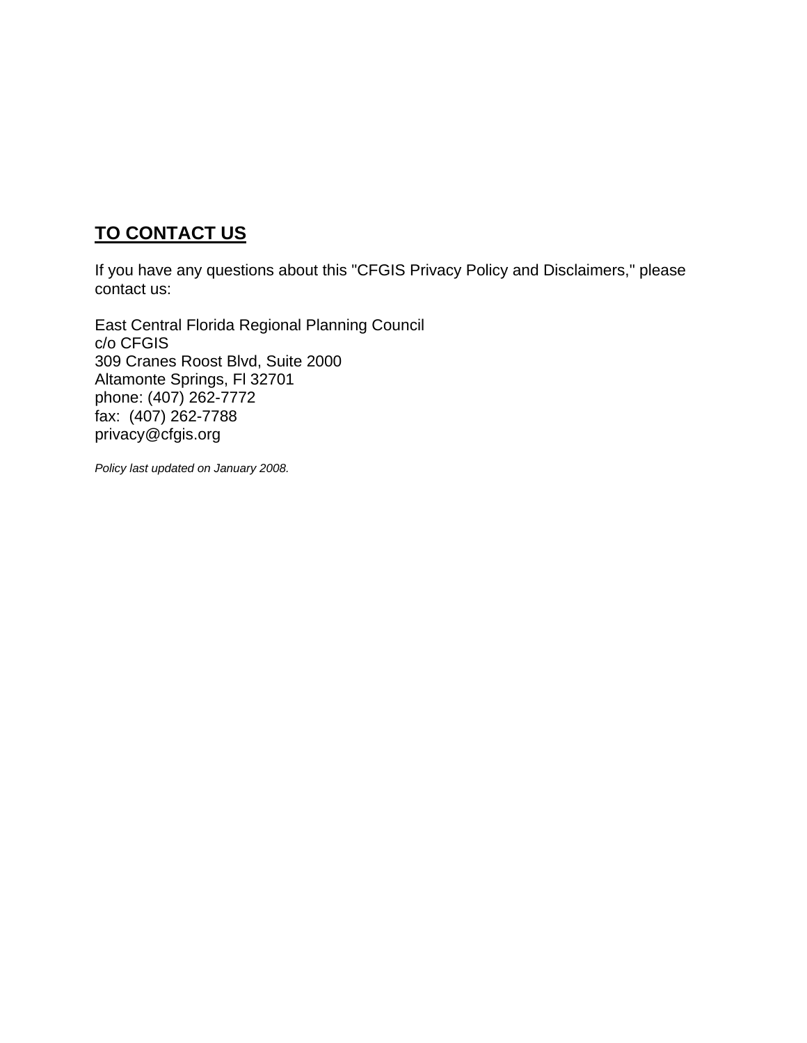## **TO CONTACT US**

If you have any questions about this "CFGIS Privacy Policy and Disclaimers," please contact us:

East Central Florida Regional Planning Council
c/o CFGIS
309 Cranes Roost Blvd, Suite 2000
Altamonte Springs, Fl 32701
phone: (407) 262-7772
fax: (407) 262-7788
privacy@cfgis.org

*Policy last updated on January 2008.*